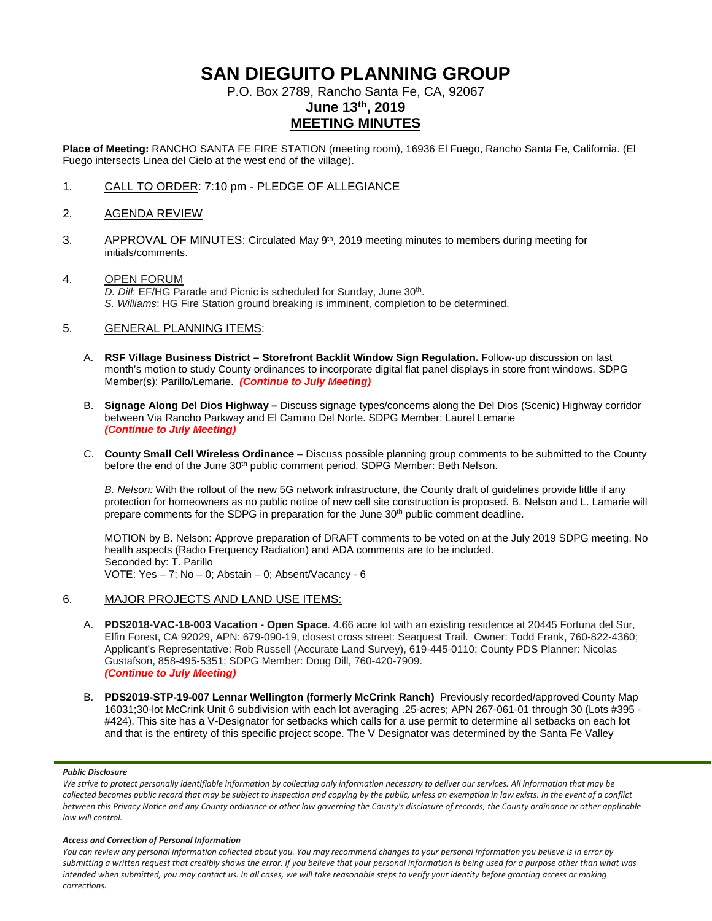# SAN DIEGUITO PLANNING GROUP

P.O. Box 2789, Rancho Santa Fe, CA, 92067

**June 13th, 2019**

**MEETING MINUTES**

**Place of Meeting:** RANCHO SANTA FE FIRE STATION (meeting room), 16936 El Fuego, Rancho Santa Fe, California. (El Fuego intersects Linea del Cielo at the west end of the village).

1. CALL TO ORDER: 7:10 pm - PLEDGE OF ALLEGIANCE

2. AGENDA REVIEW

3. APPROVAL OF MINUTES: Circulated May 9th, 2019 meeting minutes to members during meeting for initials/comments.

4. OPEN FORUM

   *D. Dill*: EF/HG Parade and Picnic is scheduled for Sunday, June 30th.

   *S. Williams*: HG Fire Station ground breaking is imminent, completion to be determined.

5. GENERAL PLANNING ITEMS:

   A. **RSF Village Business District – Storefront Backlit Window Sign Regulation.** Follow-up discussion on last month's motion to study County ordinances to incorporate digital flat panel displays in store front windows. SDPG Member(s): Parillo/Lemarie. ***(Continue to July Meeting)***

   B. **Signage Along Del Dios Highway –** Discuss signage types/concerns along the Del Dios (Scenic) Highway corridor between Via Rancho Parkway and El Camino Del Norte. SDPG Member: Laurel Lemarie ***(Continue to July Meeting)***

   C. **County Small Cell Wireless Ordinance** – Discuss possible planning group comments to be submitted to the County before the end of the June 30th public comment period. SDPG Member: Beth Nelson.

      *B. Nelson:* With the rollout of the new 5G network infrastructure, the County draft of guidelines provide little if any protection for homeowners as no public notice of new cell site construction is proposed. B. Nelson and L. Lamarie will prepare comments for the SDPG in preparation for the June 30th public comment deadline.

      MOTION by B. Nelson: Approve preparation of DRAFT comments to be voted on at the July 2019 SDPG meeting. No health aspects (Radio Frequency Radiation) and ADA comments are to be included.
      Seconded by: T. Parillo
      VOTE: Yes – 7; No – 0; Abstain – 0; Absent/Vacancy - 6

6. MAJOR PROJECTS AND LAND USE ITEMS:

   A. **PDS2018-VAC-18-003 Vacation - Open Space**. 4.66 acre lot with an existing residence at 20445 Fortuna del Sur, Elfin Forest, CA 92029, APN: 679-090-19, closest cross street: Seaquest Trail. Owner: Todd Frank, 760-822-4360; Applicant's Representative: Rob Russell (Accurate Land Survey), 619-445-0110; County PDS Planner: Nicolas Gustafson, 858-495-5351; SDPG Member: Doug Dill, 760-420-7909. ***(Continue to July Meeting)***

   B. **PDS2019-STP-19-007 Lennar Wellington (formerly McCrink Ranch)** Previously recorded/approved County Map 16031;30-lot McCrink Unit 6 subdivision with each lot averaging .25-acres; APN 267-061-01 through 30 (Lots #395 - #424). This site has a V-Designator for setbacks which calls for a use permit to determine all setbacks on each lot and that is the entirety of this specific project scope. The V Designator was determined by the Santa Fe Valley

***Public Disclosure***

*We strive to protect personally identifiable information by collecting only information necessary to deliver our services. All information that may be collected becomes public record that may be subject to inspection and copying by the public, unless an exemption in law exists. In the event of a conflict between this Privacy Notice and any County ordinance or other law governing the County's disclosure of records, the County ordinance or other applicable law will control.*

***Access and Correction of Personal Information***

*You can review any personal information collected about you. You may recommend changes to your personal information you believe is in error by submitting a written request that credibly shows the error. If you believe that your personal information is being used for a purpose other than what was intended when submitted, you may contact us. In all cases, we will take reasonable steps to verify your identity before granting access or making corrections.*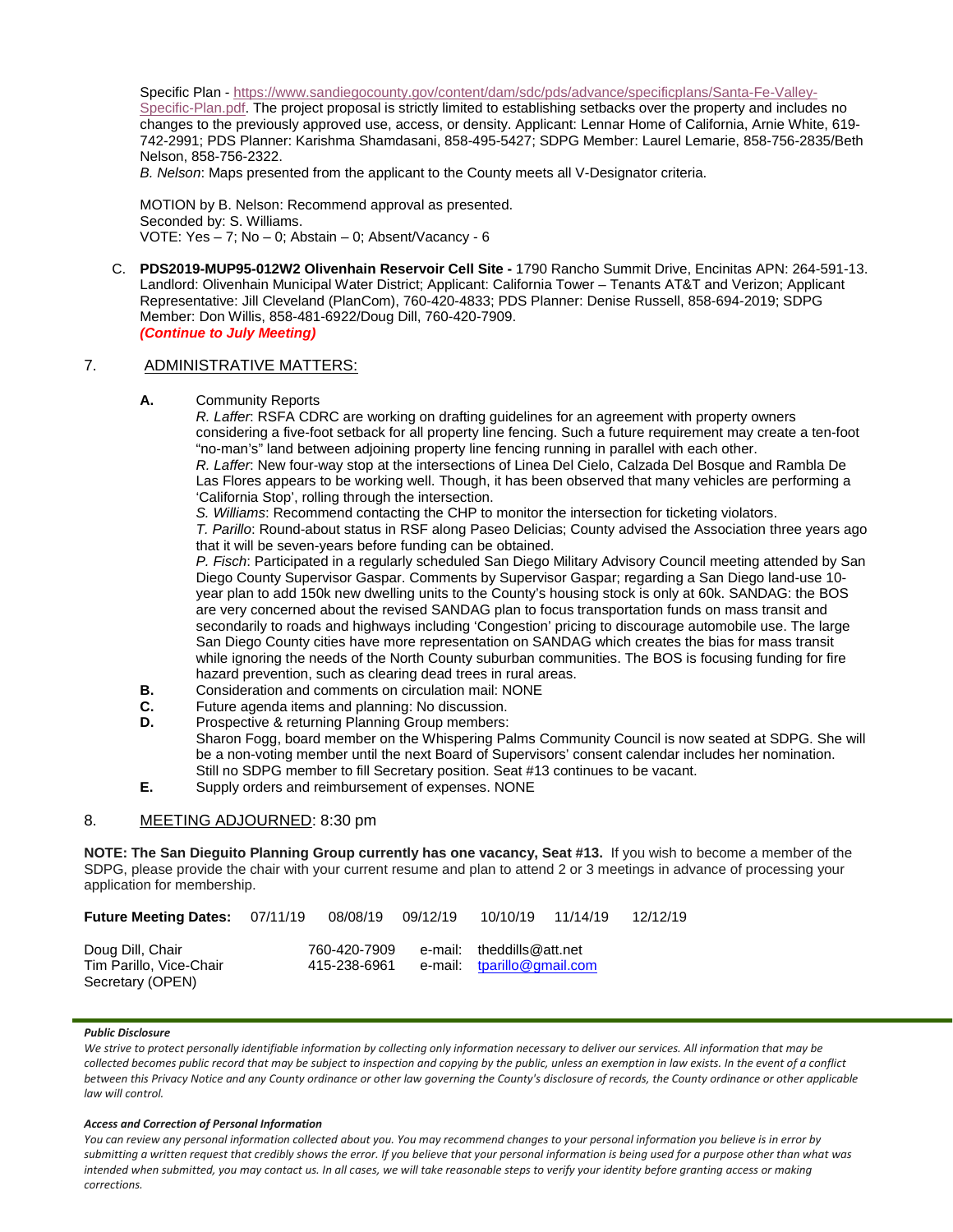Specific Plan - [https://www.sandiegocounty.gov/content/dam/sdc/pds/advance/specificplans/Santa-Fe-Valley-Specific-Plan.pdf](https://www.sandiegocounty.gov/content/dam/sdc/pds/advance/specificplans/Santa-Fe-Valley-Specific-Plan.pdf). The project proposal is strictly limited to establishing setbacks over the property and includes no changes to the previously approved use, access, or density. Applicant: Lennar Home of California, Arnie White, 619-742-2991; PDS Planner: Karishma Shamdasani, 858-495-5427; SDPG Member: Laurel Lemarie, 858-756-2835/Beth Nelson, 858-756-2322.

*B. Nelson*: Maps presented from the applicant to the County meets all V-Designator criteria.

MOTION by B. Nelson: Recommend approval as presented.
Seconded by: S. Williams.
VOTE: Yes – 7; No – 0; Abstain – 0; Absent/Vacancy - 6

C. **PDS2019-MUP95-012W2 Olivenhain Reservoir Cell Site -** 1790 Rancho Summit Drive, Encinitas APN: 264-591-13. Landlord: Olivenhain Municipal Water District; Applicant: California Tower – Tenants AT&T and Verizon; Applicant Representative: Jill Cleveland (PlanCom), 760-420-4833; PDS Planner: Denise Russell, 858-694-2019; SDPG Member: Don Willis, 858-481-6922/Doug Dill, 760-420-7909.
***(Continue to July Meeting)***

## 7. ADMINISTRATIVE MATTERS:

**A.** Community Reports

*R. Laffer*: RSFA CDRC are working on drafting guidelines for an agreement with property owners considering a five-foot setback for all property line fencing. Such a future requirement may create a ten-foot "no-man's" land between adjoining property line fencing running in parallel with each other.

*R. Laffer*: New four-way stop at the intersections of Linea Del Cielo, Calzada Del Bosque and Rambla De Las Flores appears to be working well. Though, it has been observed that many vehicles are performing a 'California Stop', rolling through the intersection.

*S. Williams*: Recommend contacting the CHP to monitor the intersection for ticketing violators.

*T. Parillo*: Round-about status in RSF along Paseo Delicias; County advised the Association three years ago that it will be seven-years before funding can be obtained.

*P. Fisch*: Participated in a regularly scheduled San Diego Military Advisory Council meeting attended by San Diego County Supervisor Gaspar. Comments by Supervisor Gaspar; regarding a San Diego land-use 10-year plan to add 150k new dwelling units to the County's housing stock is only at 60k. SANDAG: the BOS are very concerned about the revised SANDAG plan to focus transportation funds on mass transit and secondarily to roads and highways including 'Congestion' pricing to discourage automobile use. The large San Diego County cities have more representation on SANDAG which creates the bias for mass transit while ignoring the needs of the North County suburban communities. The BOS is focusing funding for fire hazard prevention, such as clearing dead trees in rural areas.

**B.** Consideration and comments on circulation mail: NONE

**C.** Future agenda items and planning: No discussion.

**D.** Prospective & returning Planning Group members:
Sharon Fogg, board member on the Whispering Palms Community Council is now seated at SDPG. She will be a non-voting member until the next Board of Supervisors' consent calendar includes her nomination. Still no SDPG member to fill Secretary position. Seat #13 continues to be vacant.

**E.** Supply orders and reimbursement of expenses. NONE

## 8. MEETING ADJOURNED: 8:30 pm

**NOTE: The San Dieguito Planning Group currently has one vacancy, Seat #13.** If you wish to become a member of the SDPG, please provide the chair with your current resume and plan to attend 2 or 3 meetings in advance of processing your application for membership.

**Future Meeting Dates:** 07/11/19 08/08/19 09/12/19 10/10/19 11/14/19 12/12/19

Doug Dill, Chair 760-420-7909 e-mail: theddills@att.net
Tim Parillo, Vice-Chair 415-238-6961 e-mail: [tparillo@gmail.com](mailto:tparillo@gmail.com)
Secretary (OPEN)

***Public Disclosure***

*We strive to protect personally identifiable information by collecting only information necessary to deliver our services. All information that may be collected becomes public record that may be subject to inspection and copying by the public, unless an exemption in law exists. In the event of a conflict between this Privacy Notice and any County ordinance or other law governing the County's disclosure of records, the County ordinance or other applicable law will control.*

***Access and Correction of Personal Information***

*You can review any personal information collected about you. You may recommend changes to your personal information you believe is in error by submitting a written request that credibly shows the error. If you believe that your personal information is being used for a purpose other than what was intended when submitted, you may contact us. In all cases, we will take reasonable steps to verify your identity before granting access or making corrections.*